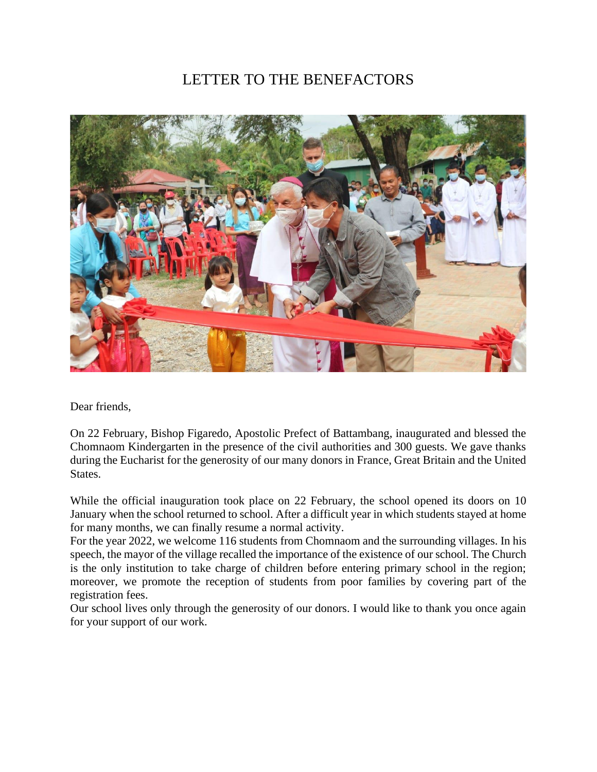# LETTER TO THE BENEFACTORS

Dear friends,

On 22 February, Bishop Figaredo, Apostolic Prefect of Battambang, inaugurated and blessed the Chomnaom Kindergarten in the presence of the civil authorities and 300 guests. We gave thanks during the Eucharist for the generosity of our many donors in France, Great Britain and the United States.

While the official inauguration took place on 22 February, the school opened its doors on 10 January when the school returned to school. After a difficult year in which students stayed at home for many months, we can finally resume a normal activity.

For the year 2022, we welcome 116 students from Chomnaom and the surrounding villages. In his speech, the mayor of the village recalled the importance of the existence of our school. The Church is the only institution to take charge of children before entering primary school in the region; moreover, we promote the reception of students from poor families by covering part of the registration fees.

Our school lives only through the generosity of our donors. I would like to thank you once again for your support of our work.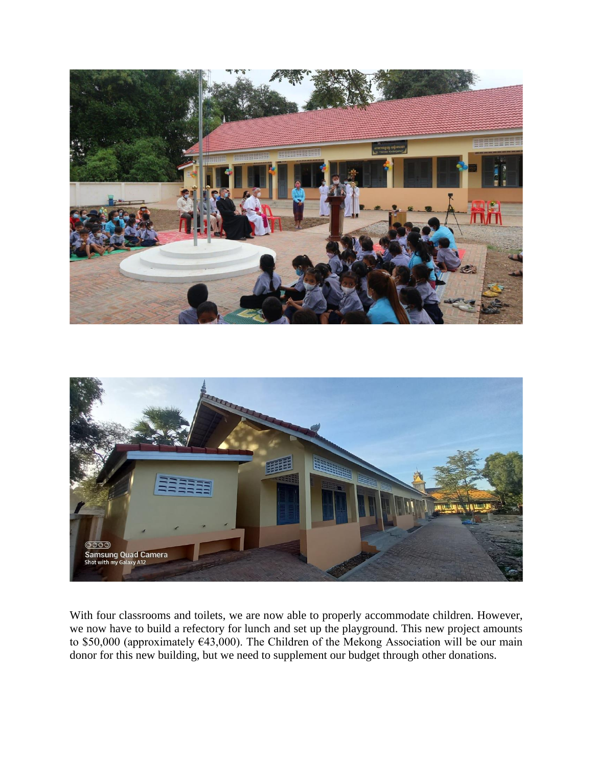With four classrooms and toilets, we are now able to properly accommodate children. However, we now have to build a refectory for lunch and set up the playground. This new project amounts to $50,000 (approximately €43,000). The Children of the Mekong Association will be our main donor for this new building, but we need to supplement our budget through other donations.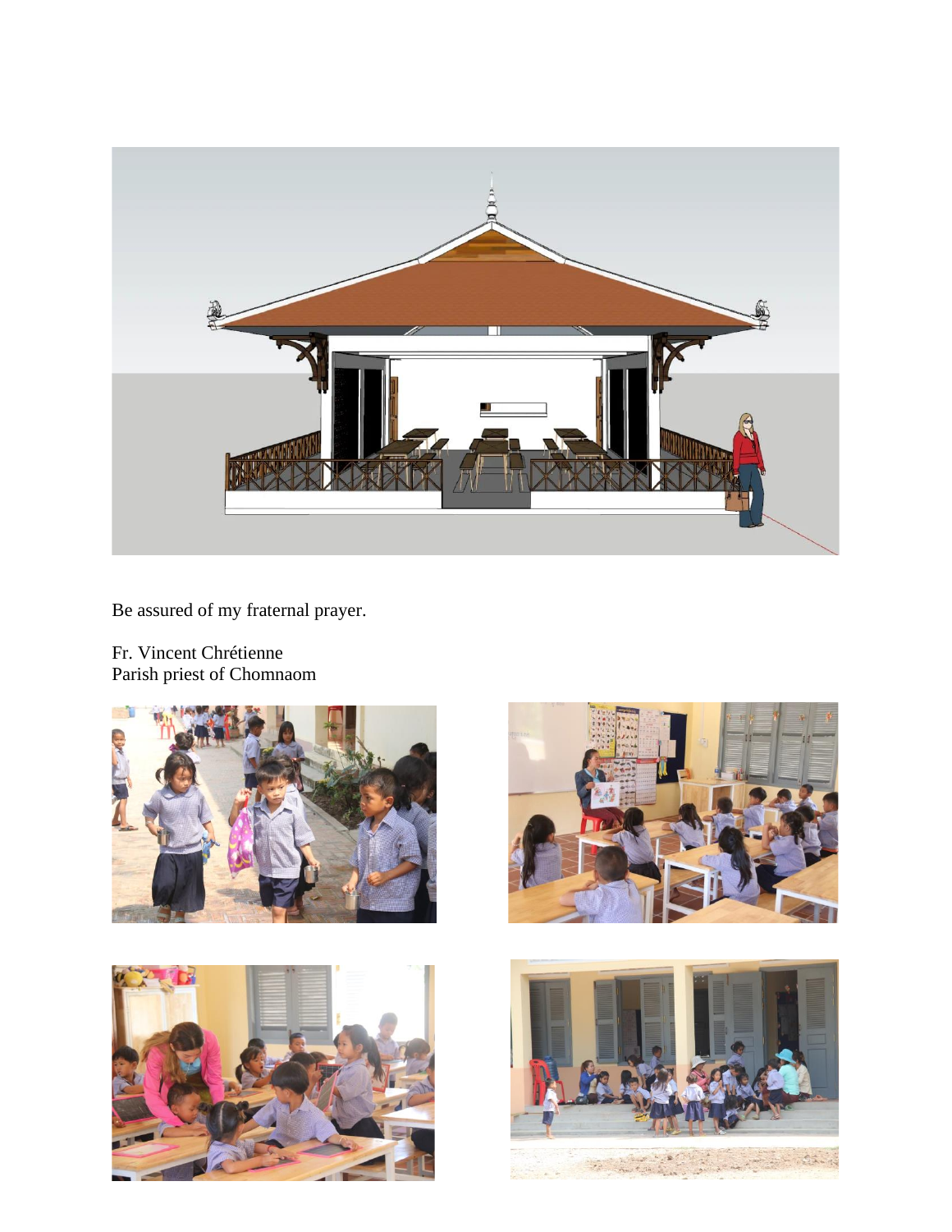Be assured of my fraternal prayer.

Fr. Vincent Chrétienne
Parish priest of Chomnaom